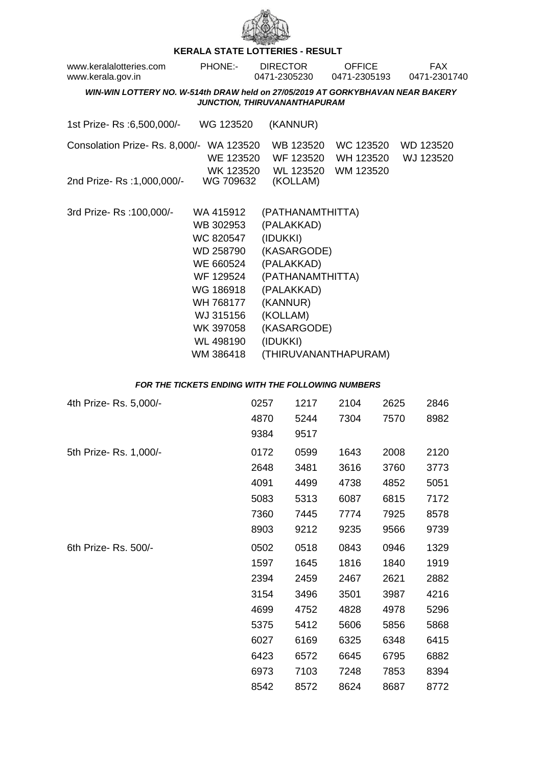# KERALA STATE LOTTERIES - RESULT

| | | | | |
|---|---|---|---|---|
| www.keralalotteries.com | PHONE:- | DIRECTOR | OFFICE | FAX |
| www.kerala.gov.in | | 0471-2305230 | 0471-2305193 | 0471-2301740 |

***WIN-WIN LOTTERY NO. W-514th DRAW held on 27/05/2019 AT GORKYBHAVAN NEAR BAKERY JUNCTION, THIRUVANANTHAPURAM***

1st Prize- Rs :6,500,000/- WG 123520 (KANNUR)

Consolation Prize- Rs. 8,000/- WA 123520 WB 123520 WC 123520 WD 123520 WE 123520 WF 123520 WH 123520 WJ 123520 WK 123520 WL 123520 WM 123520

2nd Prize- Rs :1,000,000/- WG 709632 (KOLLAM)

3rd Prize- Rs :100,000/-

| | |
|---|---|
| WA 415912 | (PATHANAMTHITTA) |
| WB 302953 | (PALAKKAD) |
| WC 820547 | (IDUKKI) |
| WD 258790 | (KASARGODE) |
| WE 660524 | (PALAKKAD) |
| WF 129524 | (PATHANAMTHITTA) |
| WG 186918 | (PALAKKAD) |
| WH 768177 | (KANNUR) |
| WJ 315156 | (KOLLAM) |
| WK 397058 | (KASARGODE) |
| WL 498190 | (IDUKKI) |
| WM 386418 | (THIRUVANANTHAPURAM) |

***FOR THE TICKETS ENDING WITH THE FOLLOWING NUMBERS***

4th Prize- Rs. 5,000/-

0257 1217 2104 2625 2846 4870 5244 7304 7570 8982 9384 9517

5th Prize- Rs. 1,000/-

0172 0599 1643 2008 2120 2648 3481 3616 3760 3773 4091 4499 4738 4852 5051 5083 5313 6087 6815 7172 7360 7445 7774 7925 8578 8903 9212 9235 9566 9739

6th Prize- Rs. 500/-

0502 0518 0843 0946 1329 1597 1645 1816 1840 1919 2394 2459 2467 2621 2882 3154 3496 3501 3987 4216 4699 4752 4828 4978 5296 5375 5412 5606 5856 5868 6027 6169 6325 6348 6415 6423 6572 6645 6795 6882 6973 7103 7248 7853 8394 8542 8572 8624 8687 8772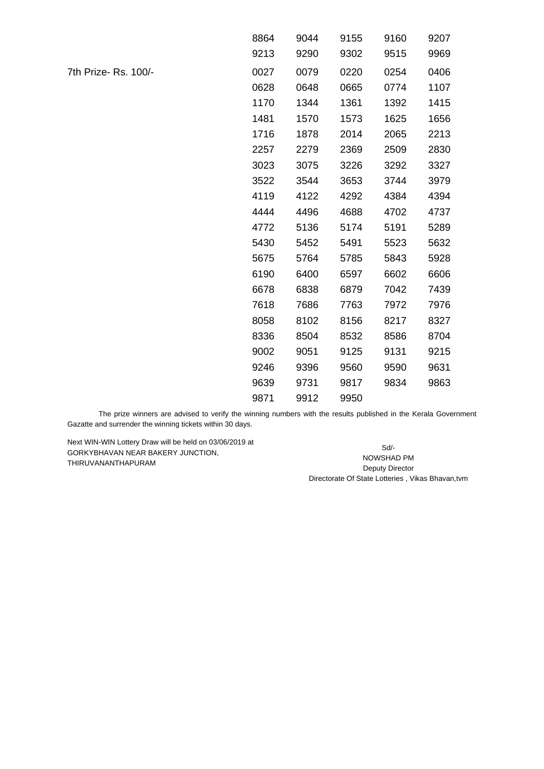| | | | | | |
|---|---|---|---|---|---|
| | 8864 | 9044 | 9155 | 9160 | 9207 |
| | 9213 | 9290 | 9302 | 9515 | 9969 |
| 7th Prize- Rs. 100/- | 0027 | 0079 | 0220 | 0254 | 0406 |
| | 0628 | 0648 | 0665 | 0774 | 1107 |
| | 1170 | 1344 | 1361 | 1392 | 1415 |
| | 1481 | 1570 | 1573 | 1625 | 1656 |
| | 1716 | 1878 | 2014 | 2065 | 2213 |
| | 2257 | 2279 | 2369 | 2509 | 2830 |
| | 3023 | 3075 | 3226 | 3292 | 3327 |
| | 3522 | 3544 | 3653 | 3744 | 3979 |
| | 4119 | 4122 | 4292 | 4384 | 4394 |
| | 4444 | 4496 | 4688 | 4702 | 4737 |
| | 4772 | 5136 | 5174 | 5191 | 5289 |
| | 5430 | 5452 | 5491 | 5523 | 5632 |
| | 5675 | 5764 | 5785 | 5843 | 5928 |
| | 6190 | 6400 | 6597 | 6602 | 6606 |
| | 6678 | 6838 | 6879 | 7042 | 7439 |
| | 7618 | 7686 | 7763 | 7972 | 7976 |
| | 8058 | 8102 | 8156 | 8217 | 8327 |
| | 8336 | 8504 | 8532 | 8586 | 8704 |
| | 9002 | 9051 | 9125 | 9131 | 9215 |
| | 9246 | 9396 | 9560 | 9590 | 9631 |
| | 9639 | 9731 | 9817 | 9834 | 9863 |
| | 9871 | 9912 | 9950 | | |

The prize winners are advised to verify the winning numbers with the results published in the Kerala Government Gazatte and surrender the winning tickets within 30 days.

Next WIN-WIN Lottery Draw will be held on 03/06/2019 at GORKYBHAVAN NEAR BAKERY JUNCTION, THIRUVANANTHAPURAM

Sd/-
NOWSHAD PM
Deputy Director
Directorate Of State Lotteries , Vikas Bhavan,tvm